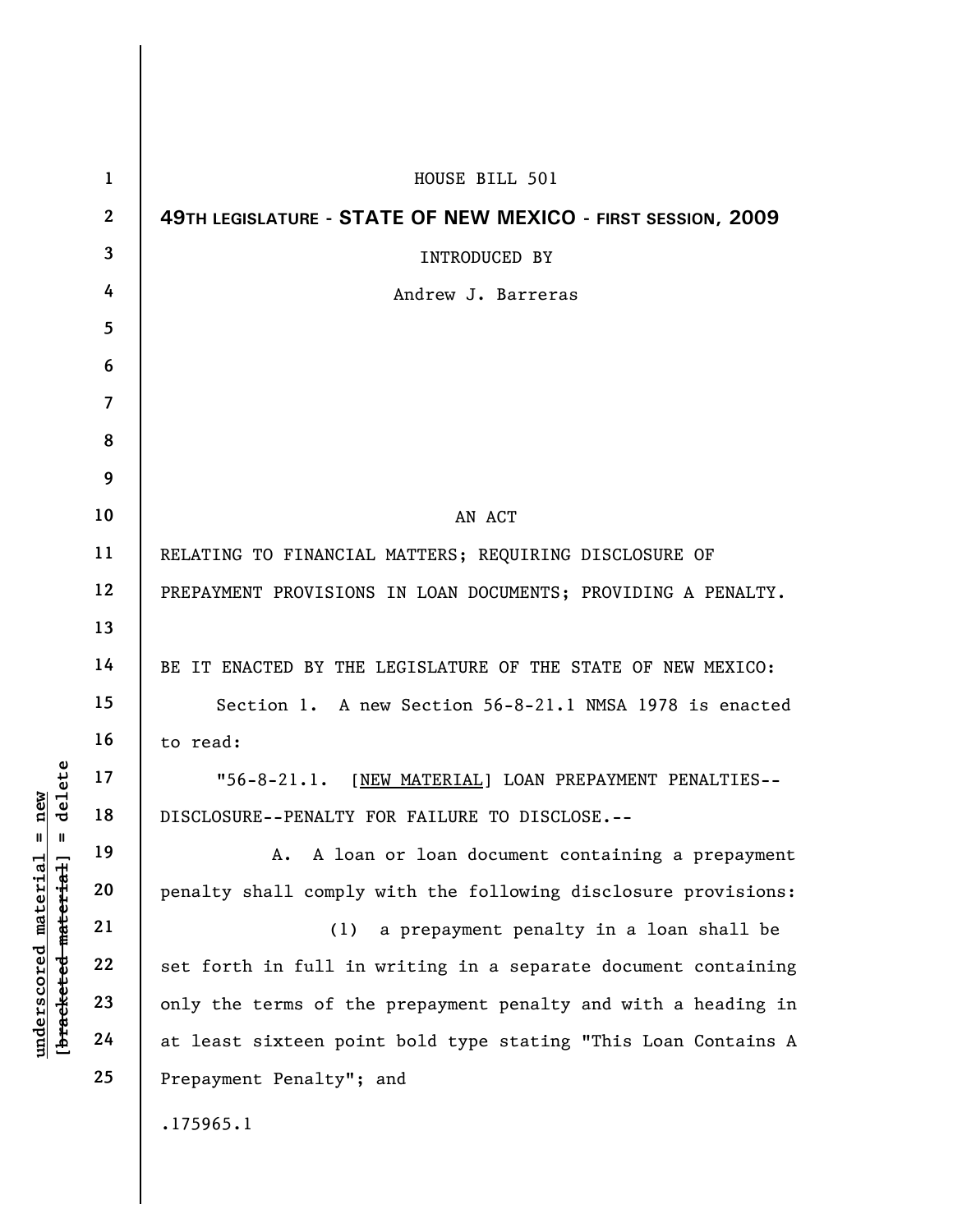HOUSE BILL 501

**49TH LEGISLATURE - STATE OF NEW MEXICO - FIRST SESSION, 2009**

INTRODUCED BY

Andrew J. Barreras

AN ACT

RELATING TO FINANCIAL MATTERS; REQUIRING DISCLOSURE OF PREPAYMENT PROVISIONS IN LOAN DOCUMENTS; PROVIDING A PENALTY.

BE IT ENACTED BY THE LEGISLATURE OF THE STATE OF NEW MEXICO:

Section 1. A new Section 56-8-21.1 NMSA 1978 is enacted to read:

"56-8-21.1. [NEW MATERIAL] LOAN PREPAYMENT PENALTIES--DISCLOSURE--PENALTY FOR FAILURE TO DISCLOSE.--

A. A loan or loan document containing a prepayment penalty shall comply with the following disclosure provisions:

(1) a prepayment penalty in a loan shall be set forth in full in writing in a separate document containing only the terms of the prepayment penalty and with a heading in at least sixteen point bold type stating "This Loan Contains A Prepayment Penalty"; and

.175965.1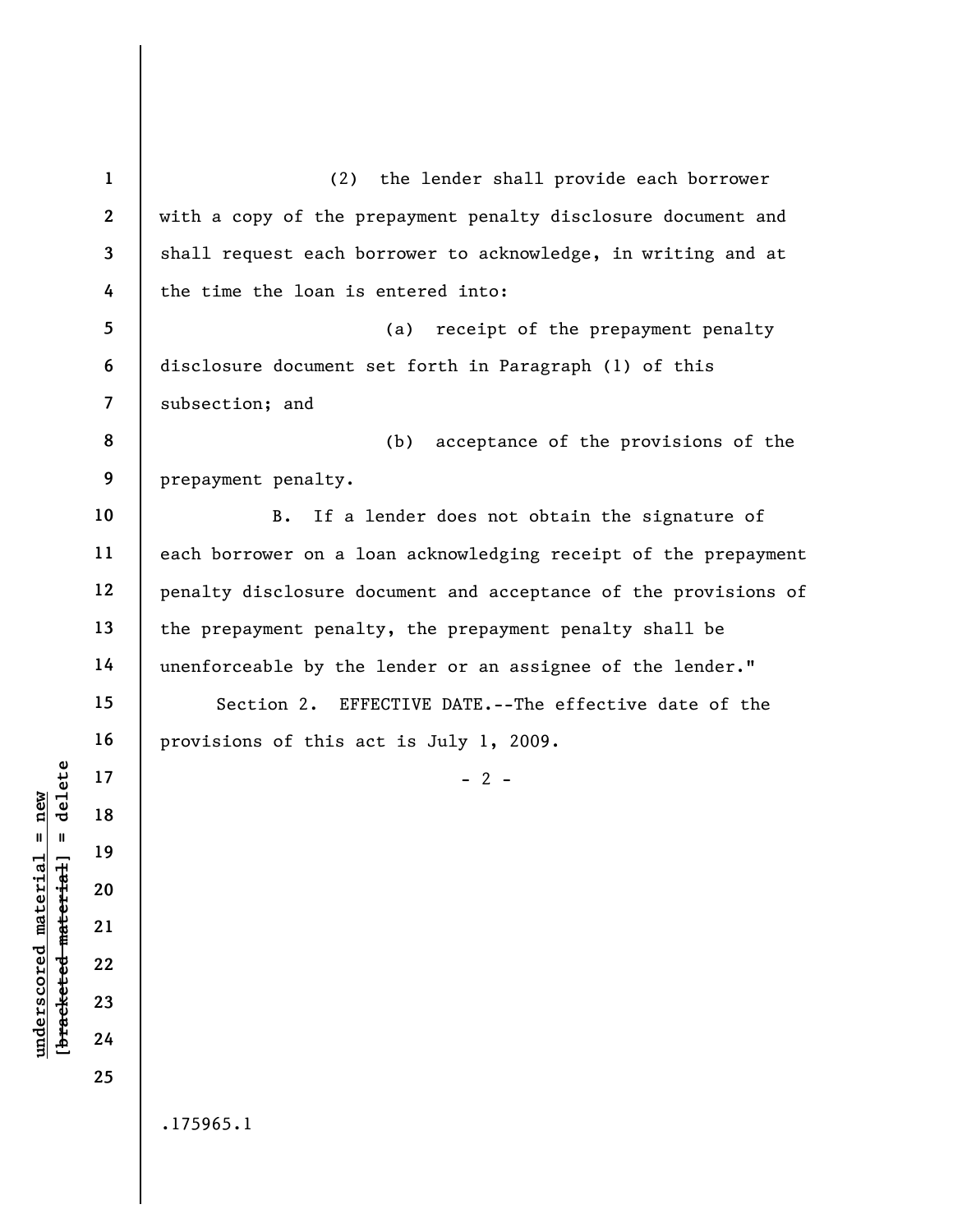(2) the lender shall provide each borrower with a copy of the prepayment penalty disclosure document and shall request each borrower to acknowledge, in writing and at the time the loan is entered into:

(a) receipt of the prepayment penalty disclosure document set forth in Paragraph (1) of this subsection; and

(b) acceptance of the provisions of the prepayment penalty.

B. If a lender does not obtain the signature of each borrower on a loan acknowledging receipt of the prepayment penalty disclosure document and acceptance of the provisions of the prepayment penalty, the prepayment penalty shall be unenforceable by the lender or an assignee of the lender."

Section 2. EFFECTIVE DATE.--The effective date of the provisions of this act is July 1, 2009.

.175965.1